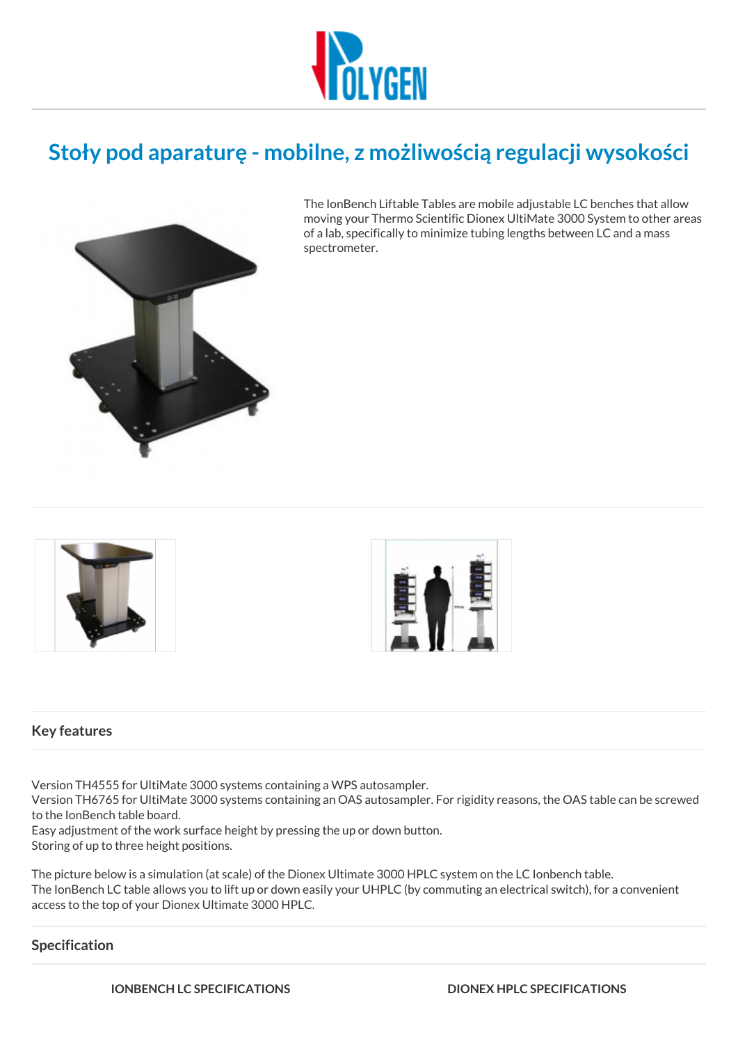# Stoły pod aparaturę - mobilne, z możliwością regulacji wysokości

The IonBench Liftable Tables are mobile adjustable LC benches that allow moving your Thermo Scientific Dionex UltiMate 3000 System to other areas of a lab, specifically to minimize tubing lengths between LC and a mass spectrometer.

## Key features

Version TH4555 for UltiMate 3000 systems containing a WPS autosampler.
Version TH6765 for UltiMate 3000 systems containing an OAS autosampler. For rigidity reasons, the OAS table can be screwed to the IonBench table board.
Easy adjustment of the work surface height by pressing the up or down button.
Storing of up to three height positions.

The picture below is a simulation (at scale) of the Dionex Ultimate 3000 HPLC system on the LC Ionbench table.
The IonBench LC table allows you to lift up or down easily your UHPLC (by commuting an electrical switch), for a convenient access to the top of your Dionex Ultimate 3000 HPLC.

## Specification

**IONBENCH LC SPECIFICATIONS** | **DIONEX HPLC SPECIFICATIONS**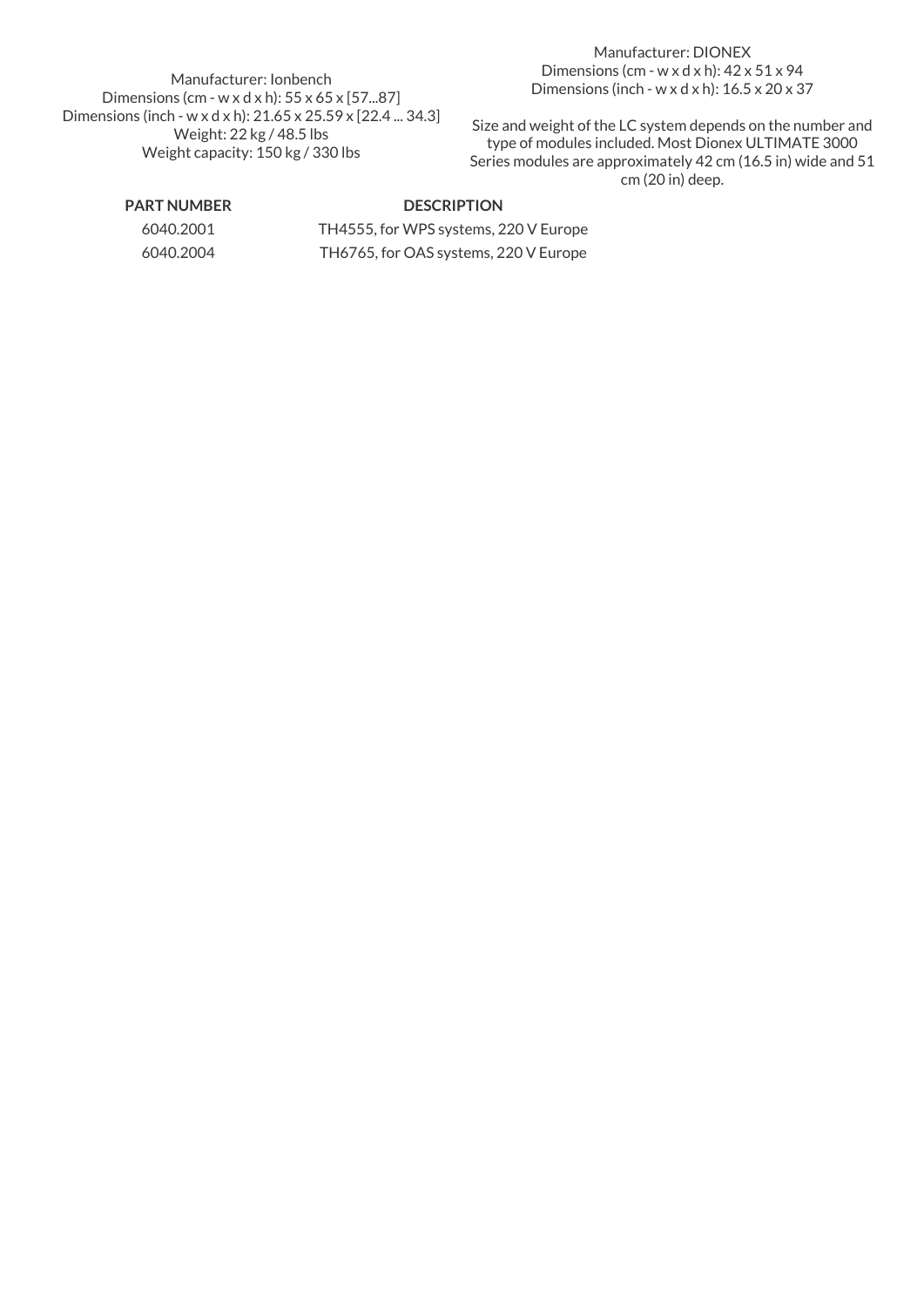Manufacturer: Ionbench
Dimensions (cm - w x d x h): 55 x 65 x [57...87]
Dimensions (inch - w x d x h): 21.65 x 25.59 x [22.4 ... 34.3]
Weight: 22 kg / 48.5 lbs
Weight capacity: 150 kg / 330 lbs

Manufacturer: DIONEX
Dimensions (cm - w x d x h): 42 x 51 x 94
Dimensions (inch - w x d x h): 16.5 x 20 x 37

Size and weight of the LC system depends on the number and type of modules included. Most Dionex ULTIMATE 3000 Series modules are approximately 42 cm (16.5 in) wide and 51 cm (20 in) deep.

| PART NUMBER | DESCRIPTION |
| --- | --- |
| 6040.2001 | TH4555, for WPS systems, 220 V Europe |
| 6040.2004 | TH6765, for OAS systems, 220 V Europe |